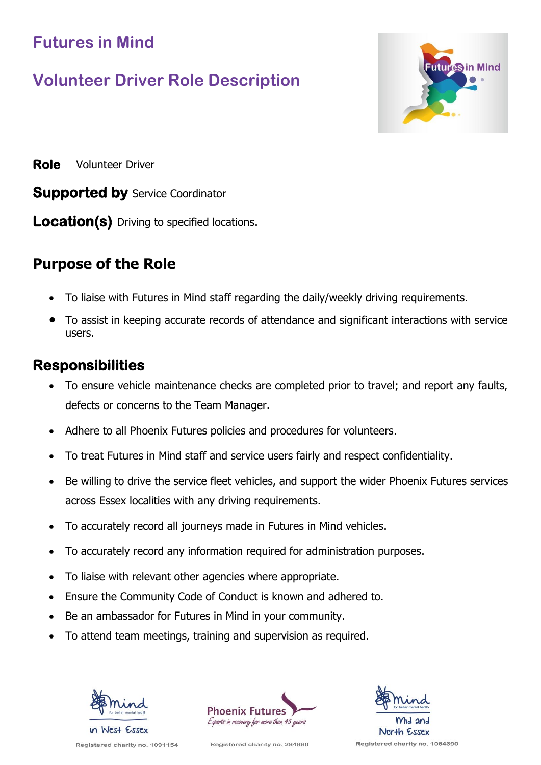# Futures in Mind

## Volunteer Driver Role Description

**Role** Volunteer Driver

**Supported by** Service Coordinator

**Location(s)** Driving to specified locations.

## Purpose of the Role

- To liaise with Futures in Mind staff regarding the daily/weekly driving requirements.
- To assist in keeping accurate records of attendance and significant interactions with service users.

## Responsibilities

- To ensure vehicle maintenance checks are completed prior to travel; and report any faults, defects or concerns to the Team Manager.
- Adhere to all Phoenix Futures policies and procedures for volunteers.
- To treat Futures in Mind staff and service users fairly and respect confidentiality.
- Be willing to drive the service fleet vehicles, and support the wider Phoenix Futures services across Essex localities with any driving requirements.
- To accurately record all journeys made in Futures in Mind vehicles.
- To accurately record any information required for administration purposes.
- To liaise with relevant other agencies where appropriate.
- Ensure the Community Code of Conduct is known and adhered to.
- Be an ambassador for Futures in Mind in your community.
- To attend team meetings, training and supervision as required.

Mind in West Essex — Registered charity no. 1091154

Phoenix Futures — Experts in recovery for more than 45 years — Registered charity no. 284880

Mind Mid and North Essex — Registered charity no. 1064390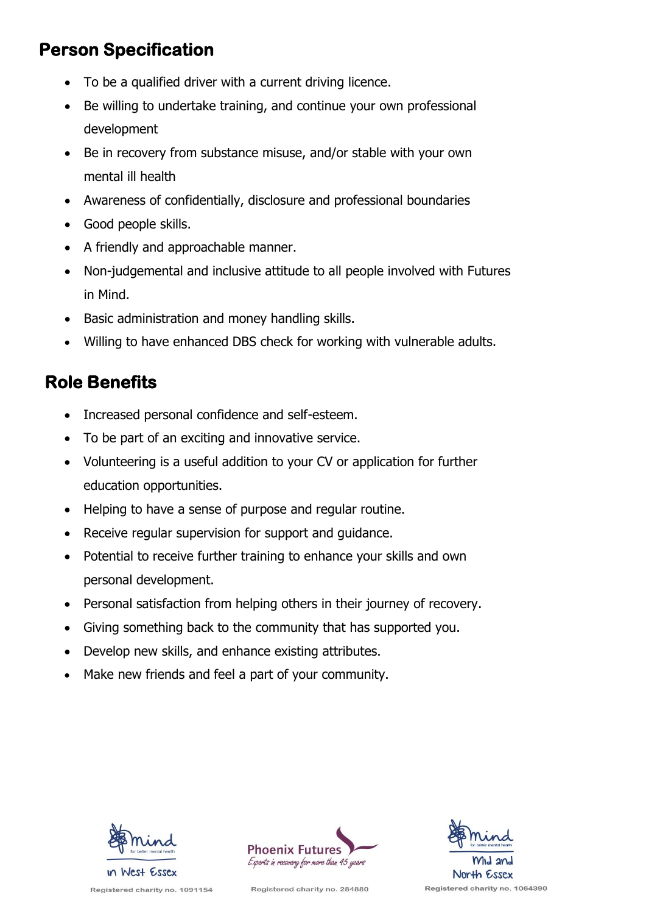## Person Specification

- To be a qualified driver with a current driving licence.
- Be willing to undertake training, and continue your own professional development
- Be in recovery from substance misuse, and/or stable with your own mental ill health
- Awareness of confidentially, disclosure and professional boundaries
- Good people skills.
- A friendly and approachable manner.
- Non-judgemental and inclusive attitude to all people involved with Futures in Mind.
- Basic administration and money handling skills.
- Willing to have enhanced DBS check for working with vulnerable adults.

## Role Benefits

- Increased personal confidence and self-esteem.
- To be part of an exciting and innovative service.
- Volunteering is a useful addition to your CV or application for further education opportunities.
- Helping to have a sense of purpose and regular routine.
- Receive regular supervision for support and guidance.
- Potential to receive further training to enhance your skills and own personal development.
- Personal satisfaction from helping others in their journey of recovery.
- Giving something back to the community that has supported you.
- Develop new skills, and enhance existing attributes.
- Make new friends and feel a part of your community.

Mind for better mental health in West Essex
Registered charity no. 1091154

Phoenix Futures
*Experts in recovery for more than 45 years*
Registered charity no. 284880

Mind for better mental health Mid and North Essex
Registered charity no. 1064390